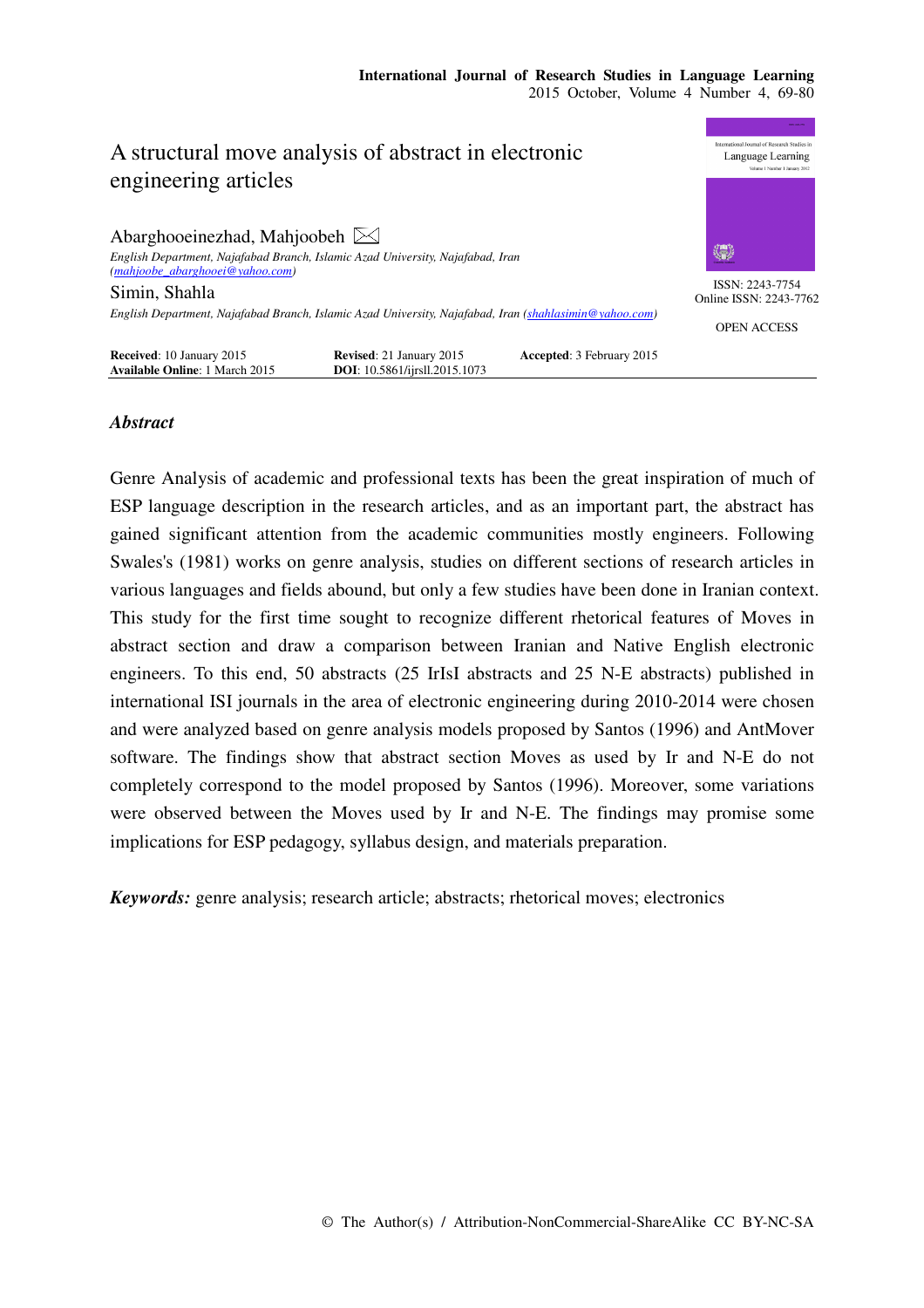# A structural move analysis of abstract in electronic engineering articles

**Abarghooeinezhad, Mahjoobeh** ✉
*English Department, Najafabad Branch, Islamic Azad University, Najafabad, Iran (mahjoobe_abarghooei@yahoo.com)*

**Simin, Shahla**
*English Department, Najafabad Branch, Islamic Azad University, Najafabad, Iran (shahlasimin@yahoo.com)*

ISSN: 2243-7754
Online ISSN: 2243-7762

OPEN ACCESS

**Received**: 10 January 2015 **Revised**: 21 January 2015 **Accepted**: 3 February 2015
**Available Online**: 1 March 2015 **DOI**: 10.5861/ijrsll.2015.1073

## *Abstract*

Genre Analysis of academic and professional texts has been the great inspiration of much of ESP language description in the research articles, and as an important part, the abstract has gained significant attention from the academic communities mostly engineers. Following Swales's (1981) works on genre analysis, studies on different sections of research articles in various languages and fields abound, but only a few studies have been done in Iranian context. This study for the first time sought to recognize different rhetorical features of Moves in abstract section and draw a comparison between Iranian and Native English electronic engineers. To this end, 50 abstracts (25 IrIsI abstracts and 25 N-E abstracts) published in international ISI journals in the area of electronic engineering during 2010-2014 were chosen and were analyzed based on genre analysis models proposed by Santos (1996) and AntMover software. The findings show that abstract section Moves as used by Ir and N-E do not completely correspond to the model proposed by Santos (1996). Moreover, some variations were observed between the Moves used by Ir and N-E. The findings may promise some implications for ESP pedagogy, syllabus design, and materials preparation.

***Keywords:*** genre analysis; research article; abstracts; rhetorical moves; electronics

© The Author(s) / Attribution-NonCommercial-ShareAlike CC BY-NC-SA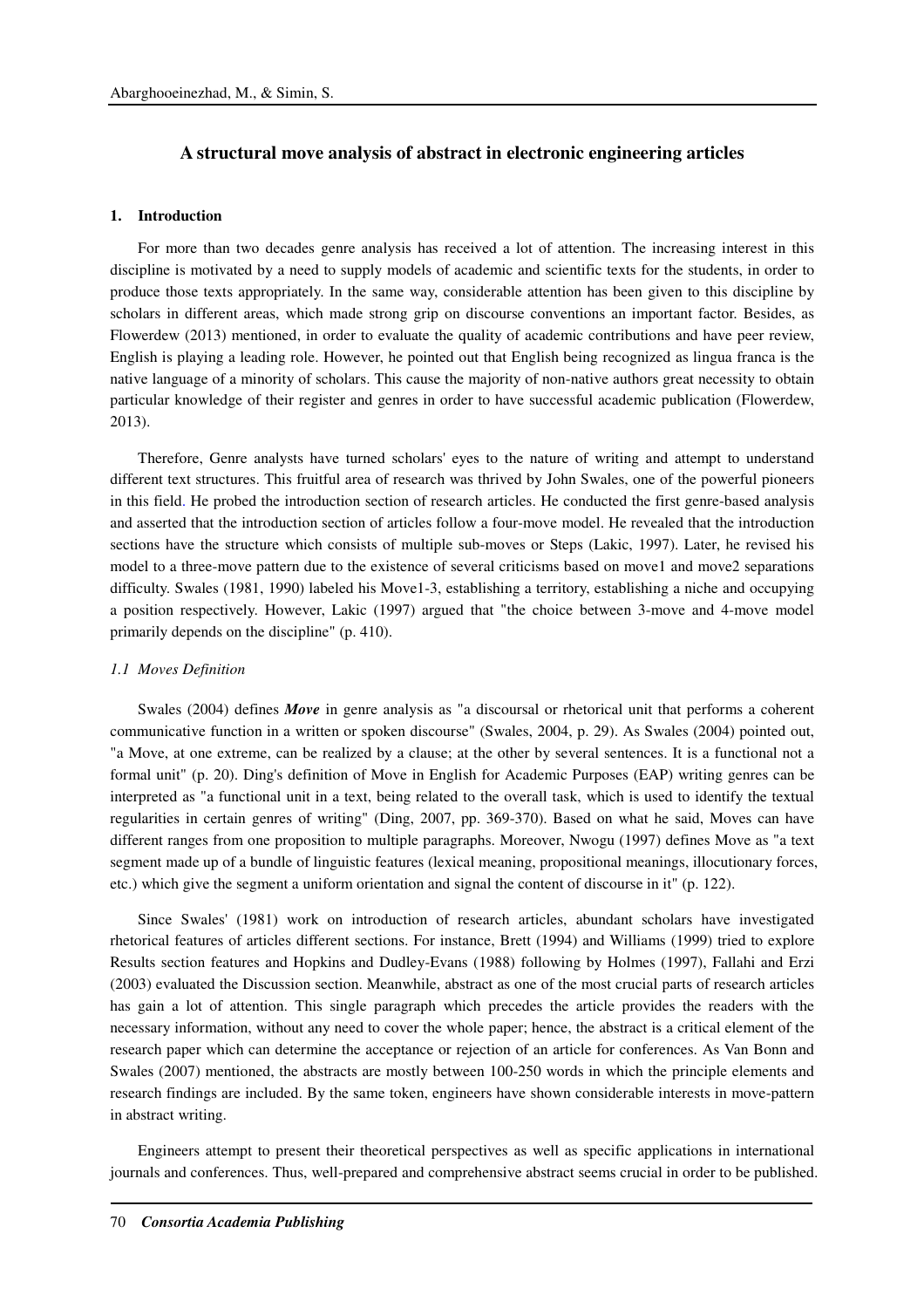## A structural move analysis of abstract in electronic engineering articles

### 1. Introduction

For more than two decades genre analysis has received a lot of attention. The increasing interest in this discipline is motivated by a need to supply models of academic and scientific texts for the students, in order to produce those texts appropriately. In the same way, considerable attention has been given to this discipline by scholars in different areas, which made strong grip on discourse conventions an important factor. Besides, as Flowerdew (2013) mentioned, in order to evaluate the quality of academic contributions and have peer review, English is playing a leading role. However, he pointed out that English being recognized as lingua franca is the native language of a minority of scholars. This cause the majority of non-native authors great necessity to obtain particular knowledge of their register and genres in order to have successful academic publication (Flowerdew, 2013).

Therefore, Genre analysts have turned scholars' eyes to the nature of writing and attempt to understand different text structures. This fruitful area of research was thrived by John Swales, one of the powerful pioneers in this field. He probed the introduction section of research articles. He conducted the first genre-based analysis and asserted that the introduction section of articles follow a four-move model. He revealed that the introduction sections have the structure which consists of multiple sub-moves or Steps (Lakic, 1997). Later, he revised his model to a three-move pattern due to the existence of several criticisms based on move1 and move2 separations difficulty. Swales (1981, 1990) labeled his Move1-3, establishing a territory, establishing a niche and occupying a position respectively. However, Lakic (1997) argued that "the choice between 3-move and 4-move model primarily depends on the discipline" (p. 410).

#### *1.1 Moves Definition*

Swales (2004) defines ***Move*** in genre analysis as "a discoursal or rhetorical unit that performs a coherent communicative function in a written or spoken discourse" (Swales, 2004, p. 29). As Swales (2004) pointed out, "a Move, at one extreme, can be realized by a clause; at the other by several sentences. It is a functional not a formal unit" (p. 20). Ding's definition of Move in English for Academic Purposes (EAP) writing genres can be interpreted as "a functional unit in a text, being related to the overall task, which is used to identify the textual regularities in certain genres of writing" (Ding, 2007, pp. 369-370). Based on what he said, Moves can have different ranges from one proposition to multiple paragraphs. Moreover, Nwogu (1997) defines Move as "a text segment made up of a bundle of linguistic features (lexical meaning, propositional meanings, illocutionary forces, etc.) which give the segment a uniform orientation and signal the content of discourse in it" (p. 122).

Since Swales' (1981) work on introduction of research articles, abundant scholars have investigated rhetorical features of articles different sections. For instance, Brett (1994) and Williams (1999) tried to explore Results section features and Hopkins and Dudley-Evans (1988) following by Holmes (1997), Fallahi and Erzi (2003) evaluated the Discussion section. Meanwhile, abstract as one of the most crucial parts of research articles has gain a lot of attention. This single paragraph which precedes the article provides the readers with the necessary information, without any need to cover the whole paper; hence, the abstract is a critical element of the research paper which can determine the acceptance or rejection of an article for conferences. As Van Bonn and Swales (2007) mentioned, the abstracts are mostly between 100-250 words in which the principle elements and research findings are included. By the same token, engineers have shown considerable interests in move-pattern in abstract writing.

Engineers attempt to present their theoretical perspectives as well as specific applications in international journals and conferences. Thus, well-prepared and comprehensive abstract seems crucial in order to be published.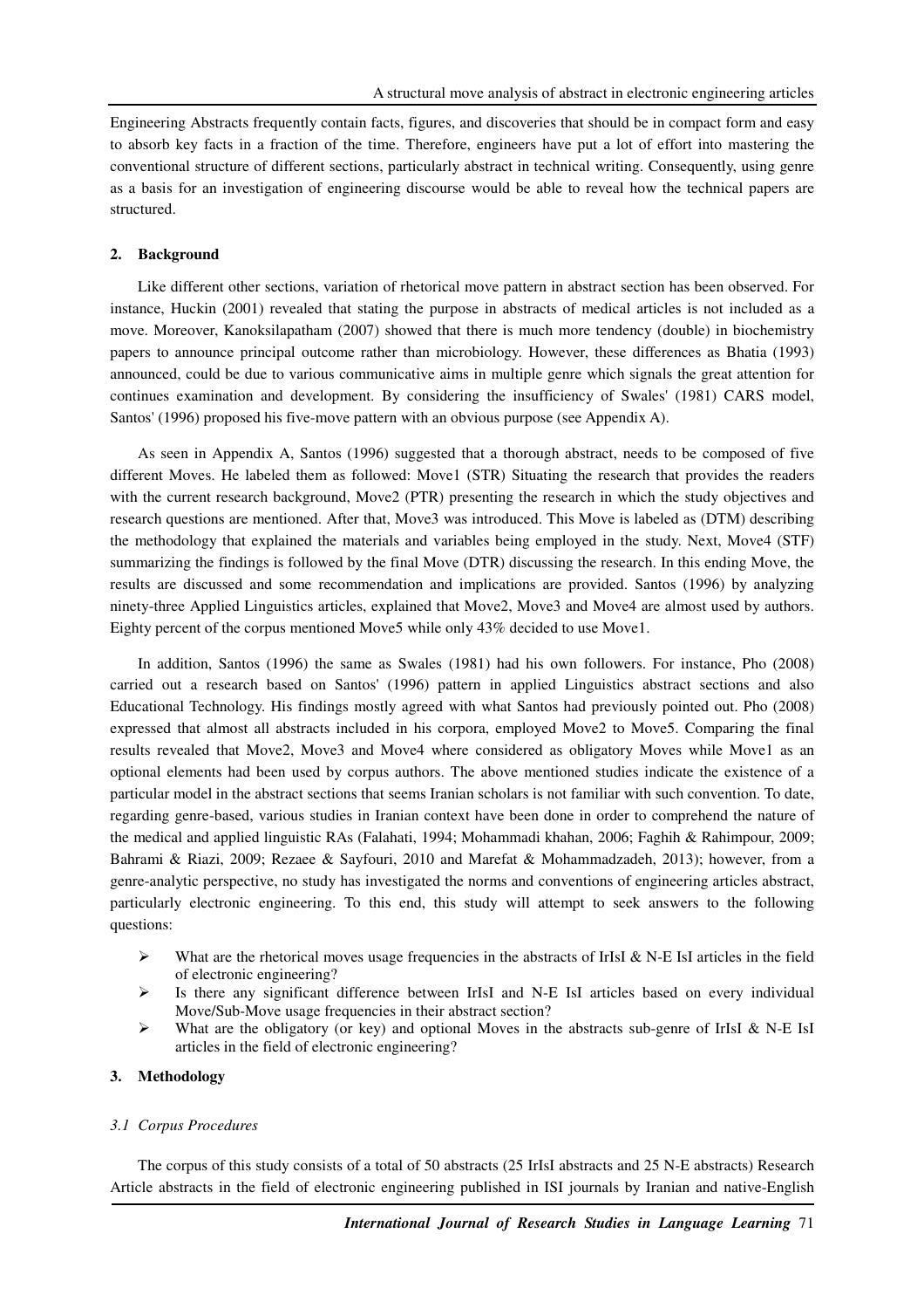Engineering Abstracts frequently contain facts, figures, and discoveries that should be in compact form and easy to absorb key facts in a fraction of the time. Therefore, engineers have put a lot of effort into mastering the conventional structure of different sections, particularly abstract in technical writing. Consequently, using genre as a basis for an investigation of engineering discourse would be able to reveal how the technical papers are structured.

## 2. Background

Like different other sections, variation of rhetorical move pattern in abstract section has been observed. For instance, Huckin (2001) revealed that stating the purpose in abstracts of medical articles is not included as a move. Moreover, Kanoksilapatham (2007) showed that there is much more tendency (double) in biochemistry papers to announce principal outcome rather than microbiology. However, these differences as Bhatia (1993) announced, could be due to various communicative aims in multiple genre which signals the great attention for continues examination and development. By considering the insufficiency of Swales' (1981) CARS model, Santos' (1996) proposed his five-move pattern with an obvious purpose (see Appendix A).

As seen in Appendix A, Santos (1996) suggested that a thorough abstract, needs to be composed of five different Moves. He labeled them as followed: Move1 (STR) Situating the research that provides the readers with the current research background, Move2 (PTR) presenting the research in which the study objectives and research questions are mentioned. After that, Move3 was introduced. This Move is labeled as (DTM) describing the methodology that explained the materials and variables being employed in the study. Next, Move4 (STF) summarizing the findings is followed by the final Move (DTR) discussing the research. In this ending Move, the results are discussed and some recommendation and implications are provided. Santos (1996) by analyzing ninety-three Applied Linguistics articles, explained that Move2, Move3 and Move4 are almost used by authors. Eighty percent of the corpus mentioned Move5 while only 43% decided to use Move1.

In addition, Santos (1996) the same as Swales (1981) had his own followers. For instance, Pho (2008) carried out a research based on Santos' (1996) pattern in applied Linguistics abstract sections and also Educational Technology. His findings mostly agreed with what Santos had previously pointed out. Pho (2008) expressed that almost all abstracts included in his corpora, employed Move2 to Move5. Comparing the final results revealed that Move2, Move3 and Move4 where considered as obligatory Moves while Move1 as an optional elements had been used by corpus authors. The above mentioned studies indicate the existence of a particular model in the abstract sections that seems Iranian scholars is not familiar with such convention. To date, regarding genre-based, various studies in Iranian context have been done in order to comprehend the nature of the medical and applied linguistic RAs (Falahati, 1994; Mohammadi khahan, 2006; Faghih & Rahimpour, 2009; Bahrami & Riazi, 2009; Rezaee & Sayfouri, 2010 and Marefat & Mohammadzadeh, 2013); however, from a genre-analytic perspective, no study has investigated the norms and conventions of engineering articles abstract, particularly electronic engineering. To this end, this study will attempt to seek answers to the following questions:

- What are the rhetorical moves usage frequencies in the abstracts of IrIsI & N-E IsI articles in the field of electronic engineering?
- Is there any significant difference between IrIsI and N-E IsI articles based on every individual Move/Sub-Move usage frequencies in their abstract section?
- What are the obligatory (or key) and optional Moves in the abstracts sub-genre of IrIsI & N-E IsI articles in the field of electronic engineering?

## 3. Methodology

### *3.1 Corpus Procedures*

The corpus of this study consists of a total of 50 abstracts (25 IrIsI abstracts and 25 N-E abstracts) Research Article abstracts in the field of electronic engineering published in ISI journals by Iranian and native-English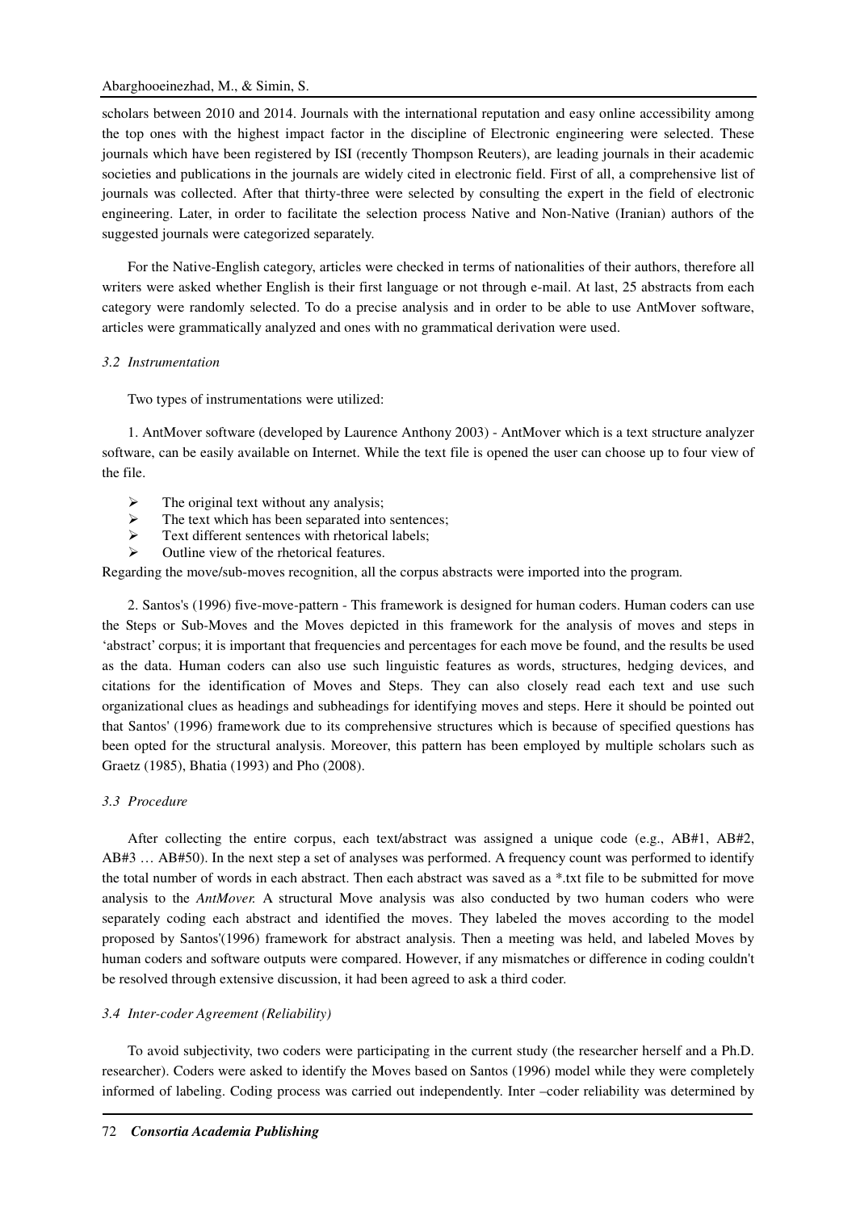scholars between 2010 and 2014. Journals with the international reputation and easy online accessibility among the top ones with the highest impact factor in the discipline of Electronic engineering were selected. These journals which have been registered by ISI (recently Thompson Reuters), are leading journals in their academic societies and publications in the journals are widely cited in electronic field. First of all, a comprehensive list of journals was collected. After that thirty-three were selected by consulting the expert in the field of electronic engineering. Later, in order to facilitate the selection process Native and Non-Native (Iranian) authors of the suggested journals were categorized separately.

For the Native-English category, articles were checked in terms of nationalities of their authors, therefore all writers were asked whether English is their first language or not through e-mail. At last, 25 abstracts from each category were randomly selected. To do a precise analysis and in order to be able to use AntMover software, articles were grammatically analyzed and ones with no grammatical derivation were used.

### *3.2 Instrumentation*

Two types of instrumentations were utilized:

1. AntMover software (developed by Laurence Anthony 2003) - AntMover which is a text structure analyzer software, can be easily available on Internet. While the text file is opened the user can choose up to four view of the file.

- The original text without any analysis;
- The text which has been separated into sentences;
- Text different sentences with rhetorical labels;
- Outline view of the rhetorical features.

Regarding the move/sub-moves recognition, all the corpus abstracts were imported into the program.

2. Santos's (1996) five-move-pattern - This framework is designed for human coders. Human coders can use the Steps or Sub-Moves and the Moves depicted in this framework for the analysis of moves and steps in 'abstract' corpus; it is important that frequencies and percentages for each move be found, and the results be used as the data. Human coders can also use such linguistic features as words, structures, hedging devices, and citations for the identification of Moves and Steps. They can also closely read each text and use such organizational clues as headings and subheadings for identifying moves and steps. Here it should be pointed out that Santos' (1996) framework due to its comprehensive structures which is because of specified questions has been opted for the structural analysis. Moreover, this pattern has been employed by multiple scholars such as Graetz (1985), Bhatia (1993) and Pho (2008).

### *3.3 Procedure*

After collecting the entire corpus, each text/abstract was assigned a unique code (e.g., AB#1, AB#2, AB#3 … AB#50). In the next step a set of analyses was performed. A frequency count was performed to identify the total number of words in each abstract. Then each abstract was saved as a *.txt file to be submitted for move analysis to the *AntMover.* A structural Move analysis was also conducted by two human coders who were separately coding each abstract and identified the moves. They labeled the moves according to the model proposed by Santos'(1996) framework for abstract analysis. Then a meeting was held, and labeled Moves by human coders and software outputs were compared. However, if any mismatches or difference in coding couldn't be resolved through extensive discussion, it had been agreed to ask a third coder.

### *3.4 Inter-coder Agreement (Reliability)*

To avoid subjectivity, two coders were participating in the current study (the researcher herself and a Ph.D. researcher). Coders were asked to identify the Moves based on Santos (1996) model while they were completely informed of labeling. Coding process was carried out independently. Inter –coder reliability was determined by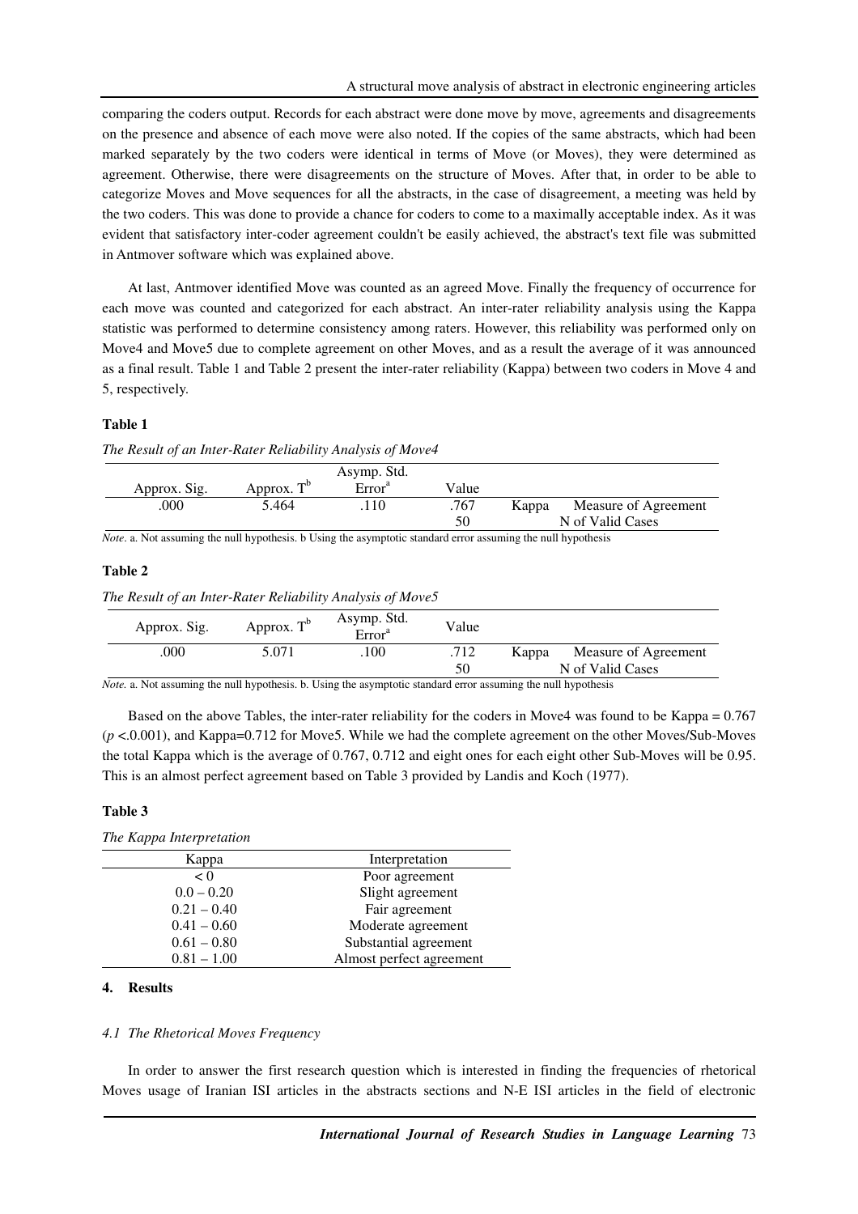comparing the coders output. Records for each abstract were done move by move, agreements and disagreements on the presence and absence of each move were also noted. If the copies of the same abstracts, which had been marked separately by the two coders were identical in terms of Move (or Moves), they were determined as agreement. Otherwise, there were disagreements on the structure of Moves. After that, in order to be able to categorize Moves and Move sequences for all the abstracts, in the case of disagreement, a meeting was held by the two coders. This was done to provide a chance for coders to come to a maximally acceptable index. As it was evident that satisfactory inter-coder agreement couldn't be easily achieved, the abstract's text file was submitted in Antmover software which was explained above.

At last, Antmover identified Move was counted as an agreed Move. Finally the frequency of occurrence for each move was counted and categorized for each abstract. An inter-rater reliability analysis using the Kappa statistic was performed to determine consistency among raters. However, this reliability was performed only on Move4 and Move5 due to complete agreement on other Moves, and as a result the average of it was announced as a final result. Table 1 and Table 2 present the inter-rater reliability (Kappa) between two coders in Move 4 and 5, respectively.

**Table 1**

*The Result of an Inter-Rater Reliability Analysis of Move4*

| Approx. Sig. | Approx. $T^b$ | Asymp. Std. $Error^a$ | Value | | |
|---|---|---|---|---|---|
| .000 | 5.464 | .110 | .767 | Kappa | Measure of Agreement |
| | | | 50 | | N of Valid Cases |

*Note*. a. Not assuming the null hypothesis. b Using the asymptotic standard error assuming the null hypothesis

**Table 2**

*The Result of an Inter-Rater Reliability Analysis of Move5*

| Approx. Sig. | Approx. $T^b$ | Asymp. Std. $Error^a$ | Value | | |
|---|---|---|---|---|---|
| .000 | 5.071 | .100 | .712 | Kappa | Measure of Agreement |
| | | | 50 | | N of Valid Cases |

*Note.* a. Not assuming the null hypothesis. b. Using the asymptotic standard error assuming the null hypothesis

Based on the above Tables, the inter-rater reliability for the coders in Move4 was found to be Kappa = 0.767 ($p$ <.0.001), and Kappa=0.712 for Move5. While we had the complete agreement on the other Moves/Sub-Moves the total Kappa which is the average of 0.767, 0.712 and eight ones for each eight other Sub-Moves will be 0.95. This is an almost perfect agreement based on Table 3 provided by Landis and Koch (1977).

**Table 3**

*The Kappa Interpretation*

| Kappa | Interpretation |
|---|---|
| < 0 | Poor agreement |
| 0.0 – 0.20 | Slight agreement |
| 0.21 – 0.40 | Fair agreement |
| 0.41 – 0.60 | Moderate agreement |
| 0.61 – 0.80 | Substantial agreement |
| 0.81 – 1.00 | Almost perfect agreement |

## 4. Results

### *4.1 The Rhetorical Moves Frequency*

In order to answer the first research question which is interested in finding the frequencies of rhetorical Moves usage of Iranian ISI articles in the abstracts sections and N-E ISI articles in the field of electronic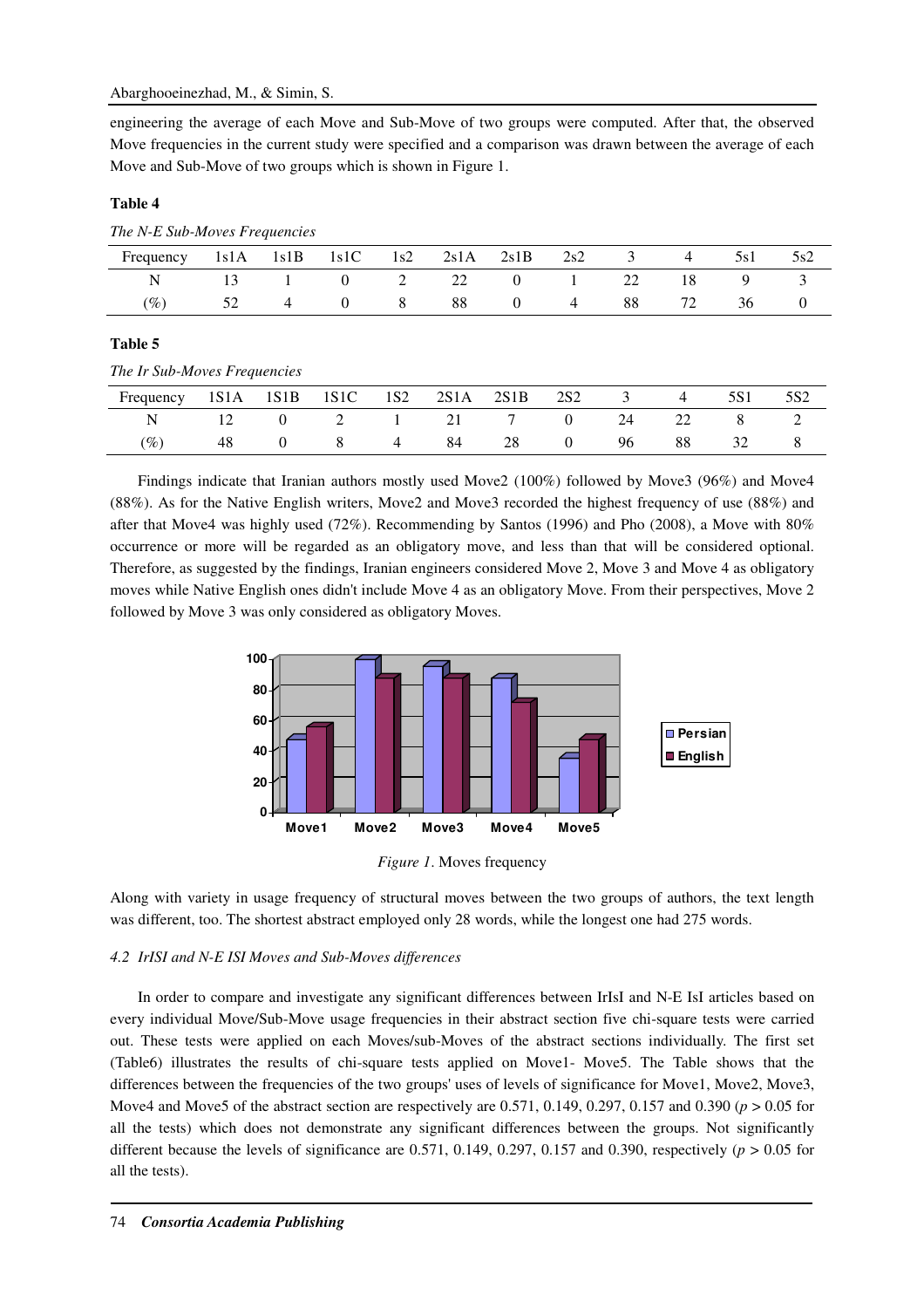engineering the average of each Move and Sub-Move of two groups were computed. After that, the observed Move frequencies in the current study were specified and a comparison was drawn between the average of each Move and Sub-Move of two groups which is shown in Figure 1.

**Table 4**

*The N-E Sub-Moves Frequencies*

| Frequency | 1s1A | 1s1B | 1s1C | 1s2 | 2s1A | 2s1B | 2s2 | 3 | 4 | 5s1 | 5s2 |
|---|---|---|---|---|---|---|---|---|---|---|---|
| N | 13 | 1 | 0 | 2 | 22 | 0 | 1 | 22 | 18 | 9 | 3 |
| (%) | 52 | 4 | 0 | 8 | 88 | 0 | 4 | 88 | 72 | 36 | 0 |

**Table 5**

*The Ir Sub-Moves Frequencies*

| Frequency | 1S1A | 1S1B | 1S1C | 1S2 | 2S1A | 2S1B | 2S2 | 3 | 4 | 5S1 | 5S2 |
|---|---|---|---|---|---|---|---|---|---|---|---|
| N | 12 | 0 | 2 | 1 | 21 | 7 | 0 | 24 | 22 | 8 | 2 |
| (%) | 48 | 0 | 8 | 4 | 84 | 28 | 0 | 96 | 88 | 32 | 8 |

Findings indicate that Iranian authors mostly used Move2 (100%) followed by Move3 (96%) and Move4 (88%). As for the Native English writers, Move2 and Move3 recorded the highest frequency of use (88%) and after that Move4 was highly used (72%). Recommending by Santos (1996) and Pho (2008), a Move with 80% occurrence or more will be regarded as an obligatory move, and less than that will be considered optional. Therefore, as suggested by the findings, Iranian engineers considered Move 2, Move 3 and Move 4 as obligatory moves while Native English ones didn't include Move 4 as an obligatory Move. From their perspectives, Move 2 followed by Move 3 was only considered as obligatory Moves.

*Figure 1*. Moves frequency

Along with variety in usage frequency of structural moves between the two groups of authors, the text length was different, too. The shortest abstract employed only 28 words, while the longest one had 275 words.

*4.2 IrISI and N-E ISI Moves and Sub-Moves differences*

In order to compare and investigate any significant differences between IrIsI and N-E IsI articles based on every individual Move/Sub-Move usage frequencies in their abstract section five chi-square tests were carried out. These tests were applied on each Moves/sub-Moves of the abstract sections individually. The first set (Table6) illustrates the results of chi-square tests applied on Move1- Move5. The Table shows that the differences between the frequencies of the two groups' uses of levels of significance for Move1, Move2, Move3, Move4 and Move5 of the abstract section are respectively are 0.571, 0.149, 0.297, 0.157 and 0.390 ($p > 0.05$ for all the tests) which does not demonstrate any significant differences between the groups. Not significantly different because the levels of significance are 0.571, 0.149, 0.297, 0.157 and 0.390, respectively ($p > 0.05$ for all the tests).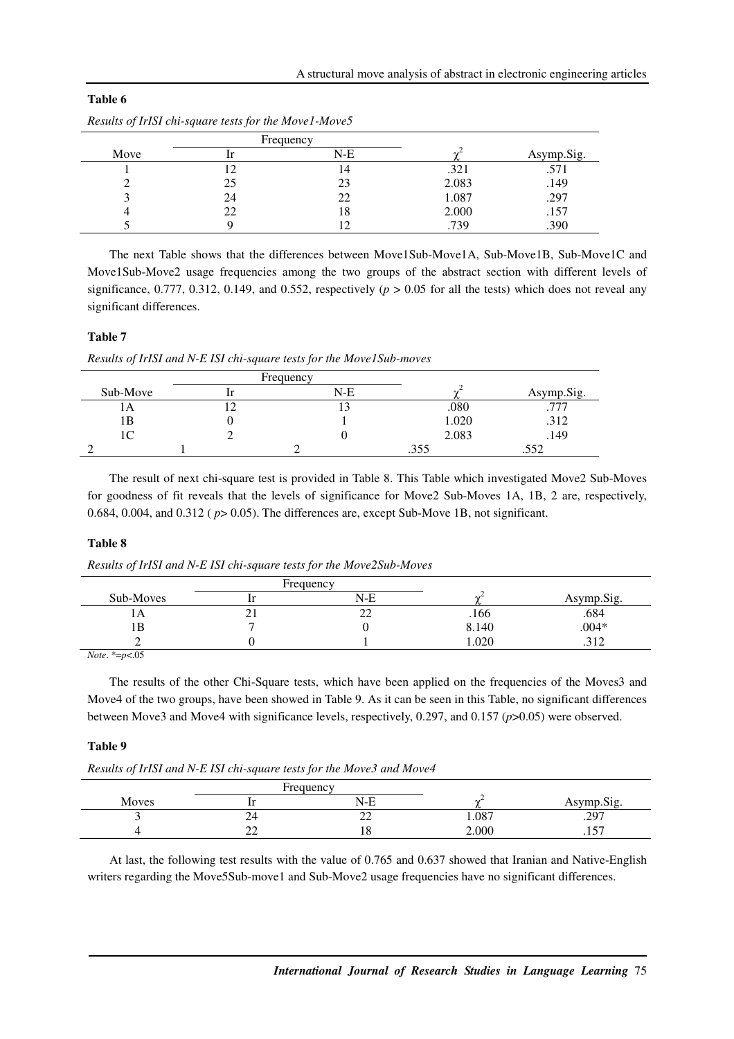**Table 6**

*Results of IrISI chi-square tests for the Move1-Move5*

| | Frequency | | | |
|---|---|---|---|---|
| Move | Ir | N-E | $\chi^2$ | Asymp.Sig. |
| 1 | 12 | 14 | .321 | .571 |
| 2 | 25 | 23 | 2.083 | .149 |
| 3 | 24 | 22 | 1.087 | .297 |
| 4 | 22 | 18 | 2.000 | .157 |
| 5 | 9 | 12 | .739 | .390 |

The next Table shows that the differences between Move1Sub-Move1A, Sub-Move1B, Sub-Move1C and Move1Sub-Move2 usage frequencies among the two groups of the abstract section with different levels of significance, 0.777, 0.312, 0.149, and 0.552, respectively ($p > 0.05$ for all the tests) which does not reveal any significant differences.

**Table 7**

*Results of IrISI and N-E ISI chi-square tests for the Move1Sub-moves*

| | Frequency | | | |
|---|---|---|---|---|
| Sub-Move | Ir | N-E | $\chi^2$ | Asymp.Sig. |
| 1A | 12 | 13 | .080 | .777 |
| 1B | 0 | 1 | 1.020 | .312 |
| 1C | 2 | 0 | 2.083 | .149 |
| 2 | 1 | 2 | .355 | .552 |

The result of next chi-square test is provided in Table 8. This Table which investigated Move2 Sub-Moves for goodness of fit reveals that the levels of significance for Move2 Sub-Moves 1A, 1B, 2 are, respectively, 0.684, 0.004, and 0.312 ( $p > 0.05$). The differences are, except Sub-Move 1B, not significant.

**Table 8**

*Results of IrISI and N-E ISI chi-square tests for the Move2Sub-Moves*

| | Frequency | | | |
|---|---|---|---|---|
| Sub-Moves | Ir | N-E | $\chi^2$ | Asymp.Sig. |
| 1A | 21 | 22 | .166 | .684 |
| 1B | 7 | 0 | 8.140 | .004* |
| 2 | 0 | 1 | 1.020 | .312 |

*Note*. *=$p$<.05

The results of the other Chi-Square tests, which have been applied on the frequencies of the Moves3 and Move4 of the two groups, have been showed in Table 9. As it can be seen in this Table, no significant differences between Move3 and Move4 with significance levels, respectively, 0.297, and 0.157 ($p$>0.05) were observed.

**Table 9**

*Results of IrISI and N-E ISI chi-square tests for the Move3 and Move4*

| | Frequency | | | |
|---|---|---|---|---|
| Moves | Ir | N-E | $\chi^2$ | Asymp.Sig. |
| 3 | 24 | 22 | 1.087 | .297 |
| 4 | 22 | 18 | 2.000 | .157 |

At last, the following test results with the value of 0.765 and 0.637 showed that Iranian and Native-English writers regarding the Move5Sub-move1 and Sub-Move2 usage frequencies have no significant differences.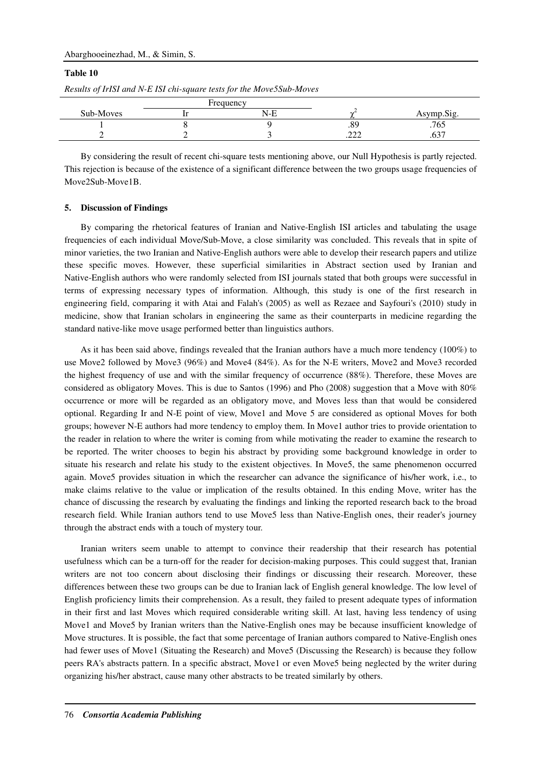**Table 10**

*Results of IrISI and N-E ISI chi-square tests for the Move5Sub-Moves*

| Sub-Moves | Frequency | | $\chi^2$ | Asymp.Sig. |
|---|---|---|---|---|
| | Ir | N-E | | |
| 1 | 8 | 9 | .89 | .765 |
| 2 | 2 | 3 | .222 | .637 |

By considering the result of recent chi-square tests mentioning above, our Null Hypothesis is partly rejected. This rejection is because of the existence of a significant difference between the two groups usage frequencies of Move2Sub-Move1B.

## 5. Discussion of Findings

By comparing the rhetorical features of Iranian and Native-English ISI articles and tabulating the usage frequencies of each individual Move/Sub-Move, a close similarity was concluded. This reveals that in spite of minor varieties, the two Iranian and Native-English authors were able to develop their research papers and utilize these specific moves. However, these superficial similarities in Abstract section used by Iranian and Native-English authors who were randomly selected from ISI journals stated that both groups were successful in terms of expressing necessary types of information. Although, this study is one of the first research in engineering field, comparing it with Atai and Falah's (2005) as well as Rezaee and Sayfouri's (2010) study in medicine, show that Iranian scholars in engineering the same as their counterparts in medicine regarding the standard native-like move usage performed better than linguistics authors.

As it has been said above, findings revealed that the Iranian authors have a much more tendency (100%) to use Move2 followed by Move3 (96%) and Move4 (84%). As for the N-E writers, Move2 and Move3 recorded the highest frequency of use and with the similar frequency of occurrence (88%). Therefore, these Moves are considered as obligatory Moves. This is due to Santos (1996) and Pho (2008) suggestion that a Move with 80% occurrence or more will be regarded as an obligatory move, and Moves less than that would be considered optional. Regarding Ir and N-E point of view, Move1 and Move 5 are considered as optional Moves for both groups; however N-E authors had more tendency to employ them. In Move1 author tries to provide orientation to the reader in relation to where the writer is coming from while motivating the reader to examine the research to be reported. The writer chooses to begin his abstract by providing some background knowledge in order to situate his research and relate his study to the existent objectives. In Move5, the same phenomenon occurred again. Move5 provides situation in which the researcher can advance the significance of his/her work, i.e., to make claims relative to the value or implication of the results obtained. In this ending Move, writer has the chance of discussing the research by evaluating the findings and linking the reported research back to the broad research field. While Iranian authors tend to use Move5 less than Native-English ones, their reader's journey through the abstract ends with a touch of mystery tour.

Iranian writers seem unable to attempt to convince their readership that their research has potential usefulness which can be a turn-off for the reader for decision-making purposes. This could suggest that, Iranian writers are not too concern about disclosing their findings or discussing their research. Moreover, these differences between these two groups can be due to Iranian lack of English general knowledge. The low level of English proficiency limits their comprehension. As a result, they failed to present adequate types of information in their first and last Moves which required considerable writing skill. At last, having less tendency of using Move1 and Move5 by Iranian writers than the Native-English ones may be because insufficient knowledge of Move structures. It is possible, the fact that some percentage of Iranian authors compared to Native-English ones had fewer uses of Move1 (Situating the Research) and Move5 (Discussing the Research) is because they follow peers RA's abstracts pattern. In a specific abstract, Move1 or even Move5 being neglected by the writer during organizing his/her abstract, cause many other abstracts to be treated similarly by others.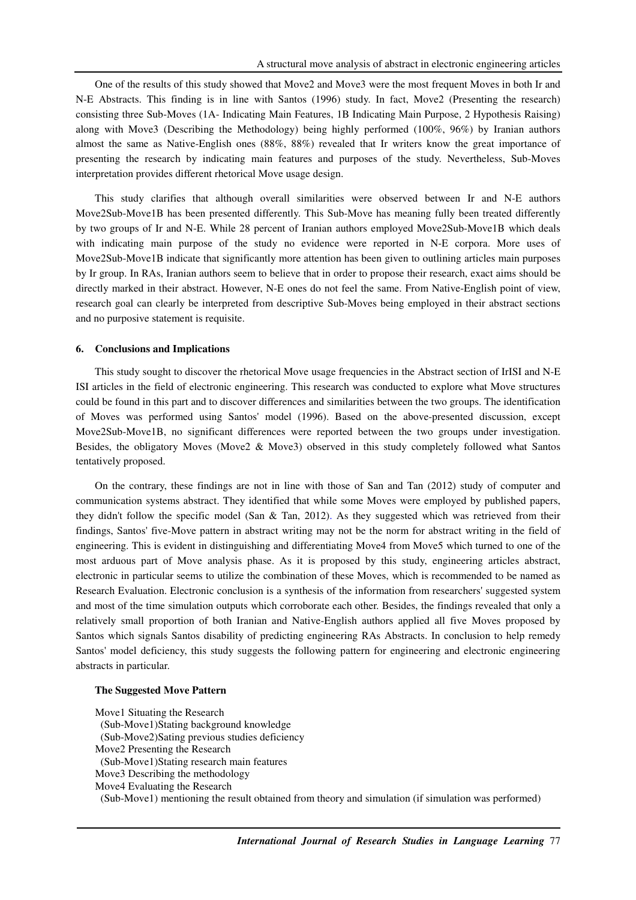One of the results of this study showed that Move2 and Move3 were the most frequent Moves in both Ir and N-E Abstracts. This finding is in line with Santos (1996) study. In fact, Move2 (Presenting the research) consisting three Sub-Moves (1A- Indicating Main Features, 1B Indicating Main Purpose, 2 Hypothesis Raising) along with Move3 (Describing the Methodology) being highly performed (100%, 96%) by Iranian authors almost the same as Native-English ones (88%, 88%) revealed that Ir writers know the great importance of presenting the research by indicating main features and purposes of the study. Nevertheless, Sub-Moves interpretation provides different rhetorical Move usage design.

This study clarifies that although overall similarities were observed between Ir and N-E authors Move2Sub-Move1B has been presented differently. This Sub-Move has meaning fully been treated differently by two groups of Ir and N-E. While 28 percent of Iranian authors employed Move2Sub-Move1B which deals with indicating main purpose of the study no evidence were reported in N-E corpora. More uses of Move2Sub-Move1B indicate that significantly more attention has been given to outlining articles main purposes by Ir group. In RAs, Iranian authors seem to believe that in order to propose their research, exact aims should be directly marked in their abstract. However, N-E ones do not feel the same. From Native-English point of view, research goal can clearly be interpreted from descriptive Sub-Moves being employed in their abstract sections and no purposive statement is requisite.

## 6. Conclusions and Implications

This study sought to discover the rhetorical Move usage frequencies in the Abstract section of IrISI and N-E ISI articles in the field of electronic engineering. This research was conducted to explore what Move structures could be found in this part and to discover differences and similarities between the two groups. The identification of Moves was performed using Santos' model (1996). Based on the above-presented discussion, except Move2Sub-Move1B, no significant differences were reported between the two groups under investigation. Besides, the obligatory Moves (Move2 & Move3) observed in this study completely followed what Santos tentatively proposed.

On the contrary, these findings are not in line with those of San and Tan (2012) study of computer and communication systems abstract. They identified that while some Moves were employed by published papers, they didn't follow the specific model (San & Tan, 2012). As they suggested which was retrieved from their findings, Santos' five-Move pattern in abstract writing may not be the norm for abstract writing in the field of engineering. This is evident in distinguishing and differentiating Move4 from Move5 which turned to one of the most arduous part of Move analysis phase. As it is proposed by this study, engineering articles abstract, electronic in particular seems to utilize the combination of these Moves, which is recommended to be named as Research Evaluation. Electronic conclusion is a synthesis of the information from researchers' suggested system and most of the time simulation outputs which corroborate each other. Besides, the findings revealed that only a relatively small proportion of both Iranian and Native-English authors applied all five Moves proposed by Santos which signals Santos disability of predicting engineering RAs Abstracts. In conclusion to help remedy Santos' model deficiency, this study suggests the following pattern for engineering and electronic engineering abstracts in particular.

**The Suggested Move Pattern**

Move1 Situating the Research
- (Sub-Move1)Stating background knowledge
- (Sub-Move2)Sating previous studies deficiency

Move2 Presenting the Research
- (Sub-Move1)Stating research main features

Move3 Describing the methodology

Move4 Evaluating the Research
- (Sub-Move1) mentioning the result obtained from theory and simulation (if simulation was performed)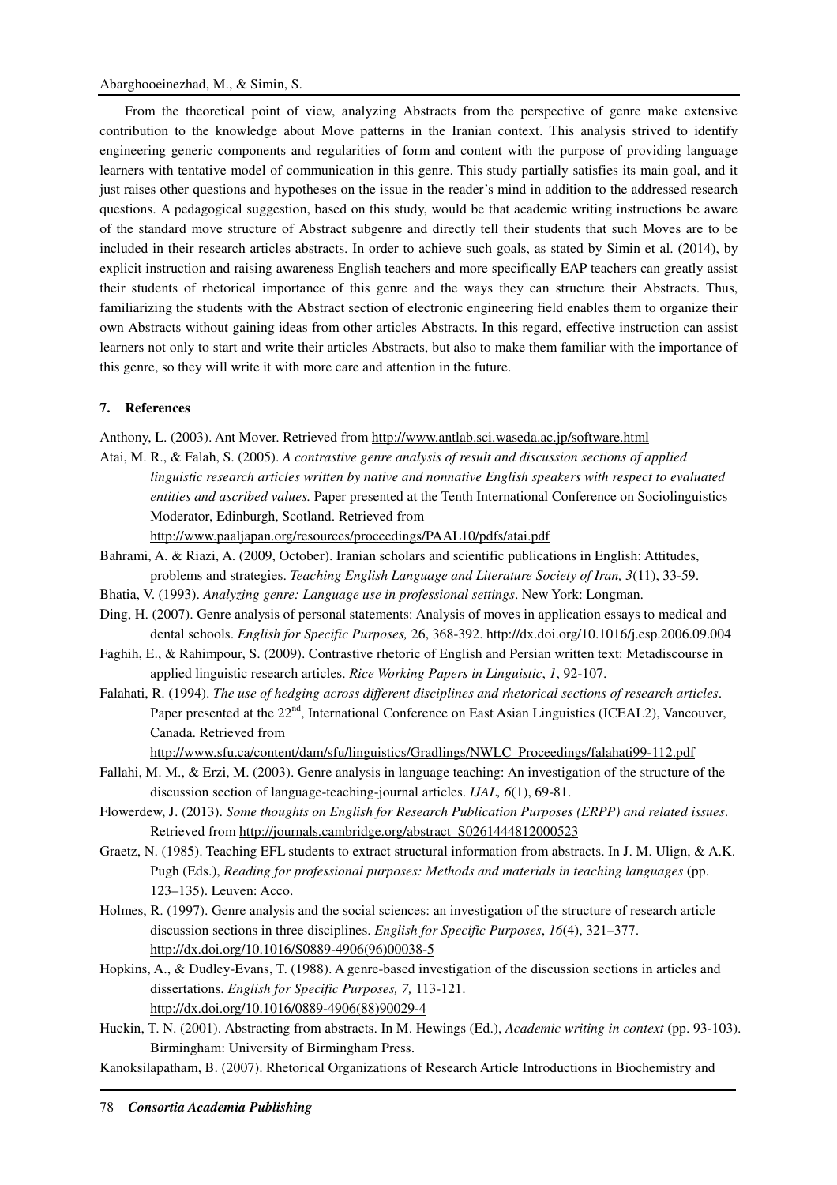From the theoretical point of view, analyzing Abstracts from the perspective of genre make extensive contribution to the knowledge about Move patterns in the Iranian context. This analysis strived to identify engineering generic components and regularities of form and content with the purpose of providing language learners with tentative model of communication in this genre. This study partially satisfies its main goal, and it just raises other questions and hypotheses on the issue in the reader's mind in addition to the addressed research questions. A pedagogical suggestion, based on this study, would be that academic writing instructions be aware of the standard move structure of Abstract subgenre and directly tell their students that such Moves are to be included in their research articles abstracts. In order to achieve such goals, as stated by Simin et al. (2014), by explicit instruction and raising awareness English teachers and more specifically EAP teachers can greatly assist their students of rhetorical importance of this genre and the ways they can structure their Abstracts. Thus, familiarizing the students with the Abstract section of electronic engineering field enables them to organize their own Abstracts without gaining ideas from other articles Abstracts. In this regard, effective instruction can assist learners not only to start and write their articles Abstracts, but also to make them familiar with the importance of this genre, so they will write it with more care and attention in the future.

## 7. References

Anthony, L. (2003). Ant Mover. Retrieved from http://www.antlab.sci.waseda.ac.jp/software.html

Atai, M. R., & Falah, S. (2005). *A contrastive genre analysis of result and discussion sections of applied linguistic research articles written by native and nonnative English speakers with respect to evaluated entities and ascribed values.* Paper presented at the Tenth International Conference on Sociolinguistics Moderator, Edinburgh, Scotland. Retrieved from http://www.paaljapan.org/resources/proceedings/PAAL10/pdfs/atai.pdf

Bahrami, A. & Riazi, A. (2009, October). Iranian scholars and scientific publications in English: Attitudes, problems and strategies. *Teaching English Language and Literature Society of Iran, 3*(11), 33-59.

Bhatia, V. (1993). *Analyzing genre: Language use in professional settings*. New York: Longman.

Ding, H. (2007). Genre analysis of personal statements: Analysis of moves in application essays to medical and dental schools. *English for Specific Purposes,* 26, 368-392. http://dx.doi.org/10.1016/j.esp.2006.09.004

Faghih, E., & Rahimpour, S. (2009). Contrastive rhetoric of English and Persian written text: Metadiscourse in applied linguistic research articles. *Rice Working Papers in Linguistic*, *1*, 92-107.

Falahati, R. (1994). *The use of hedging across different disciplines and rhetorical sections of research articles*. Paper presented at the 22nd, International Conference on East Asian Linguistics (ICEAL2), Vancouver, Canada. Retrieved from http://www.sfu.ca/content/dam/sfu/linguistics/Gradlings/NWLC_Proceedings/falahati99-112.pdf

Fallahi, M. M., & Erzi, M. (2003). Genre analysis in language teaching: An investigation of the structure of the discussion section of language-teaching-journal articles. *IJAL, 6*(1), 69-81.

Flowerdew, J. (2013). *Some thoughts on English for Research Publication Purposes (ERPP) and related issues*. Retrieved from http://journals.cambridge.org/abstract_S0261444812000523

Graetz, N. (1985). Teaching EFL students to extract structural information from abstracts. In J. M. Ulign, & A.K. Pugh (Eds.), *Reading for professional purposes: Methods and materials in teaching languages* (pp. 123–135). Leuven: Acco.

Holmes, R. (1997). Genre analysis and the social sciences: an investigation of the structure of research article discussion sections in three disciplines. *English for Specific Purposes*, *16*(4), 321–377. http://dx.doi.org/10.1016/S0889-4906(96)00038-5

Hopkins, A., & Dudley-Evans, T. (1988). A genre-based investigation of the discussion sections in articles and dissertations. *English for Specific Purposes, 7,* 113-121. http://dx.doi.org/10.1016/0889-4906(88)90029-4

Huckin, T. N. (2001). Abstracting from abstracts. In M. Hewings (Ed.), *Academic writing in context* (pp. 93-103). Birmingham: University of Birmingham Press.

Kanoksilapatham, B. (2007). Rhetorical Organizations of Research Article Introductions in Biochemistry and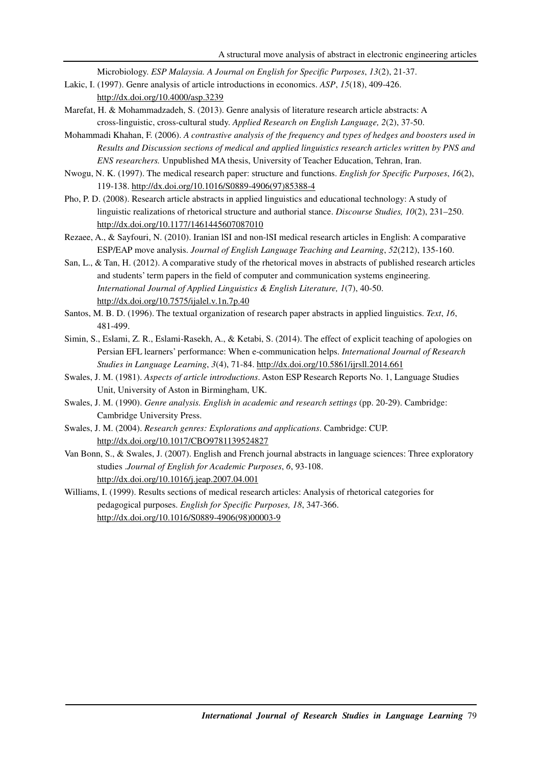Microbiology. *ESP Malaysia. A Journal on English for Specific Purposes*, *13*(2), 21-37.

Lakic, I. (1997). Genre analysis of article introductions in economics. *ASP*, *15*(18), 409-426. http://dx.doi.org/10.4000/asp.3239

Marefat, H. & Mohammadzadeh, S. (2013). Genre analysis of literature research article abstracts: A cross-linguistic, cross-cultural study. *Applied Research on English Language, 2*(2), 37-50.

Mohammadi Khahan, F. (2006). *A contrastive analysis of the frequency and types of hedges and boosters used in Results and Discussion sections of medical and applied linguistics research articles written by PNS and ENS researchers.* Unpublished MA thesis, University of Teacher Education, Tehran, Iran.

Nwogu, N. K. (1997). The medical research paper: structure and functions. *English for Specific Purposes*, *16*(2), 119-138. http://dx.doi.org/10.1016/S0889-4906(97)85388-4

Pho, P. D. (2008). Research article abstracts in applied linguistics and educational technology: A study of linguistic realizations of rhetorical structure and authorial stance. *Discourse Studies, 10*(2), 231–250. http://dx.doi.org/10.1177/1461445607087010

Rezaee, A., & Sayfouri, N. (2010). Iranian lSI and non-lSI medical research articles in English: A comparative ESP/EAP move analysis. *Journal of English Language Teaching and Learning*, *52*(212), 135-160.

San, L., & Tan, H. (2012). A comparative study of the rhetorical moves in abstracts of published research articles and students' term papers in the field of computer and communication systems engineering. *International Journal of Applied Linguistics & English Literature, 1*(7), 40-50. http://dx.doi.org/10.7575/ijalel.v.1n.7p.40

Santos, M. B. D. (1996). The textual organization of research paper abstracts in applied linguistics. *Text*, *16*, 481-499.

Simin, S., Eslami, Z. R., Eslami-Rasekh, A., & Ketabi, S. (2014). The effect of explicit teaching of apologies on Persian EFL learners' performance: When e-communication helps. *International Journal of Research Studies in Language Learning*, *3*(4), 71-84. http://dx.doi.org/10.5861/ijrsll.2014.661

Swales, J. M. (1981). *Aspects of article introductions*. Aston ESP Research Reports No. 1, Language Studies Unit, University of Aston in Birmingham, UK.

Swales, J. M. (1990). *Genre analysis. English in academic and research settings* (pp. 20-29). Cambridge: Cambridge University Press.

Swales, J. M. (2004). *Research genres: Explorations and applications*. Cambridge: CUP. http://dx.doi.org/10.1017/CBO9781139524827

Van Bonn, S., & Swales, J. (2007). English and French journal abstracts in language sciences: Three exploratory studies .*Journal of English for Academic Purposes*, *6*, 93-108. http://dx.doi.org/10.1016/j.jeap.2007.04.001

Williams, I. (1999). Results sections of medical research articles: Analysis of rhetorical categories for pedagogical purposes. *English for Specific Purposes, 18*, 347-366. http://dx.doi.org/10.1016/S0889-4906(98)00003-9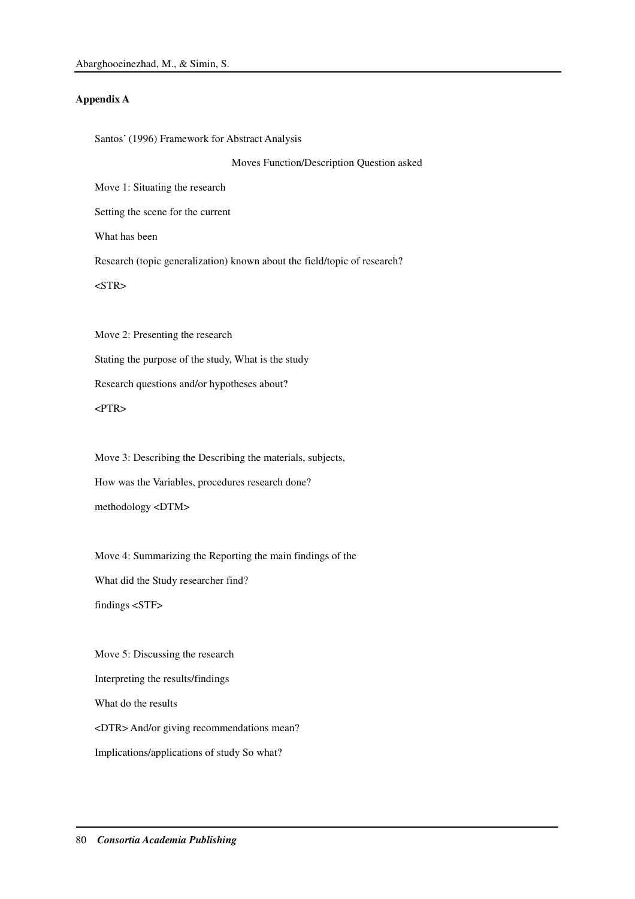**Appendix A**

Santos' (1996) Framework for Abstract Analysis

Moves Function/Description Question asked

Move 1: Situating the research

Setting the scene for the current

What has been

Research (topic generalization) known about the field/topic of research?

<STR>

Move 2: Presenting the research

Stating the purpose of the study, What is the study

Research questions and/or hypotheses about?

<PTR>

Move 3: Describing the Describing the materials, subjects,

How was the Variables, procedures research done?

methodology <DTM>

Move 4: Summarizing the Reporting the main findings of the

What did the Study researcher find?

findings <STF>

Move 5: Discussing the research

Interpreting the results/findings

What do the results

<DTR> And/or giving recommendations mean?

Implications/applications of study So what?